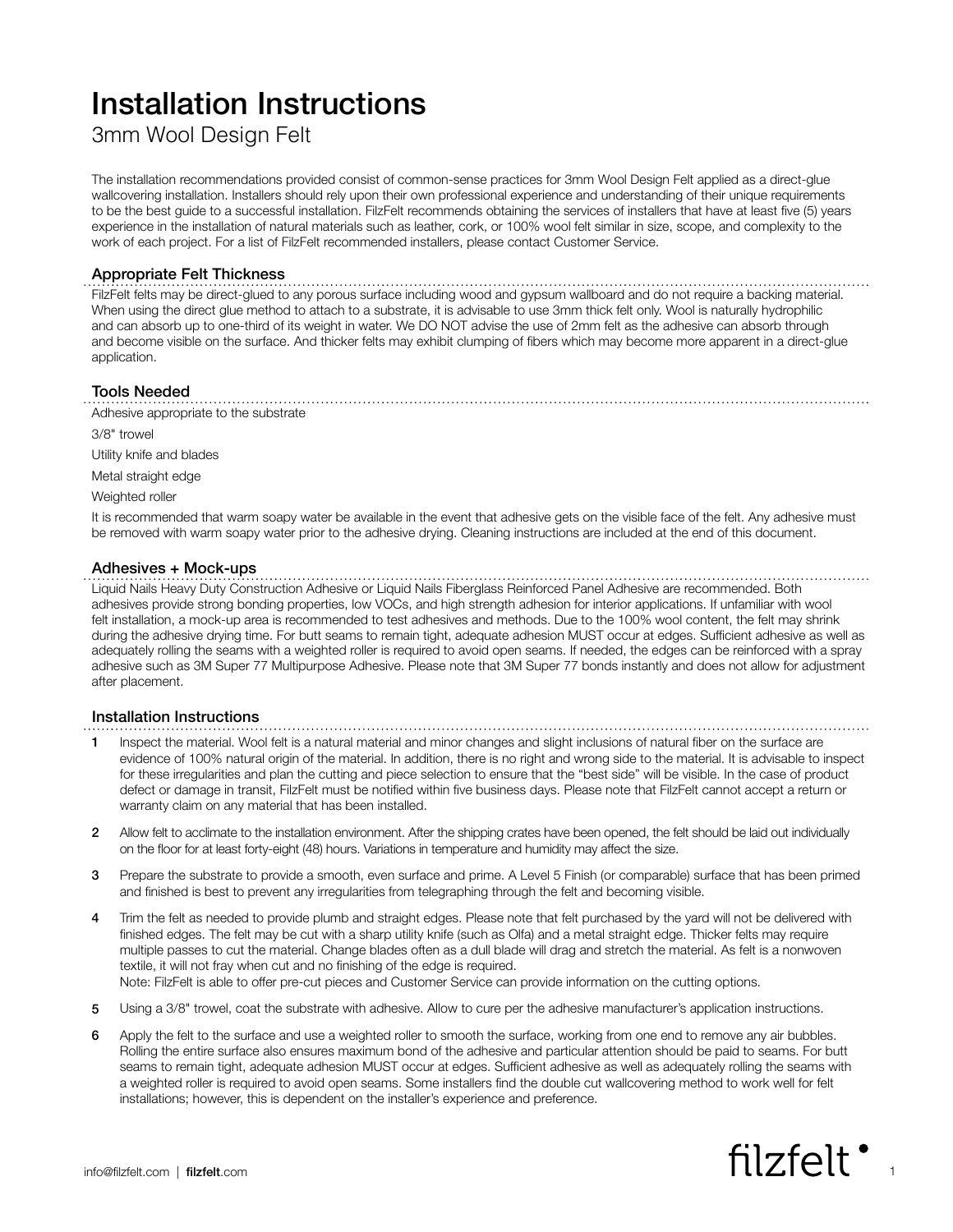# Installation Instructions

## 3mm Wool Design Felt

The installation recommendations provided consist of common-sense practices for 3mm Wool Design Felt applied as a direct-glue wallcovering installation. Installers should rely upon their own professional experience and understanding of their unique requirements to be the best guide to a successful installation. FilzFelt recommends obtaining the services of installers that have at least five (5) years experience in the installation of natural materials such as leather, cork, or 100% wool felt similar in size, scope, and complexity to the work of each project. For a list of FilzFelt recommended installers, please contact Customer Service.

### Appropriate Felt Thickness

FilzFelt felts may be direct-glued to any porous surface including wood and gypsum wallboard and do not require a backing material. When using the direct glue method to attach to a substrate, it is advisable to use 3mm thick felt only. Wool is naturally hydrophilic and can absorb up to one-third of its weight in water. We DO NOT advise the use of 2mm felt as the adhesive can absorb through and become visible on the surface. And thicker felts may exhibit clumping of fibers which may become more apparent in a direct-glue application.

### Tools Needed

Adhesive appropriate to the substrate

3/8" trowel

Utility knife and blades

Metal straight edge

Weighted roller

It is recommended that warm soapy water be available in the event that adhesive gets on the visible face of the felt. Any adhesive must be removed with warm soapy water prior to the adhesive drying. Cleaning instructions are included at the end of this document.

### Adhesives + Mock-ups

Liquid Nails Heavy Duty Construction Adhesive or Liquid Nails Fiberglass Reinforced Panel Adhesive are recommended. Both adhesives provide strong bonding properties, low VOCs, and high strength adhesion for interior applications. If unfamiliar with wool felt installation, a mock-up area is recommended to test adhesives and methods. Due to the 100% wool content, the felt may shrink during the adhesive drying time. For butt seams to remain tight, adequate adhesion MUST occur at edges. Sufficient adhesive as well as adequately rolling the seams with a weighted roller is required to avoid open seams. If needed, the edges can be reinforced with a spray adhesive such as 3M Super 77 Multipurpose Adhesive. Please note that 3M Super 77 bonds instantly and does not allow for adjustment after placement.

### Installation Instructions

1. Inspect the material. Wool felt is a natural material and minor changes and slight inclusions of natural fiber on the surface are evidence of 100% natural origin of the material. In addition, there is no right and wrong side to the material. It is advisable to inspect for these irregularities and plan the cutting and piece selection to ensure that the "best side" will be visible. In the case of product defect or damage in transit, FilzFelt must be notified within five business days. Please note that FilzFelt cannot accept a return or warranty claim on any material that has been installed.

2. Allow felt to acclimate to the installation environment. After the shipping crates have been opened, the felt should be laid out individually on the floor for at least forty-eight (48) hours. Variations in temperature and humidity may affect the size.

3. Prepare the substrate to provide a smooth, even surface and prime. A Level 5 Finish (or comparable) surface that has been primed and finished is best to prevent any irregularities from telegraphing through the felt and becoming visible.

4. Trim the felt as needed to provide plumb and straight edges. Please note that felt purchased by the yard will not be delivered with finished edges. The felt may be cut with a sharp utility knife (such as Olfa) and a metal straight edge. Thicker felts may require multiple passes to cut the material. Change blades often as a dull blade will drag and stretch the material. As felt is a nonwoven textile, it will not fray when cut and no finishing of the edge is required.
   Note: FilzFelt is able to offer pre-cut pieces and Customer Service can provide information on the cutting options.

5. Using a 3/8" trowel, coat the substrate with adhesive. Allow to cure per the adhesive manufacturer's application instructions.

6. Apply the felt to the surface and use a weighted roller to smooth the surface, working from one end to remove any air bubbles. Rolling the entire surface also ensures maximum bond of the adhesive and particular attention should be paid to seams. For butt seams to remain tight, adequate adhesion MUST occur at edges. Sufficient adhesive as well as adequately rolling the seams with a weighted roller is required to avoid open seams. Some installers find the double cut wallcovering method to work well for felt installations; however, this is dependent on the installer's experience and preference.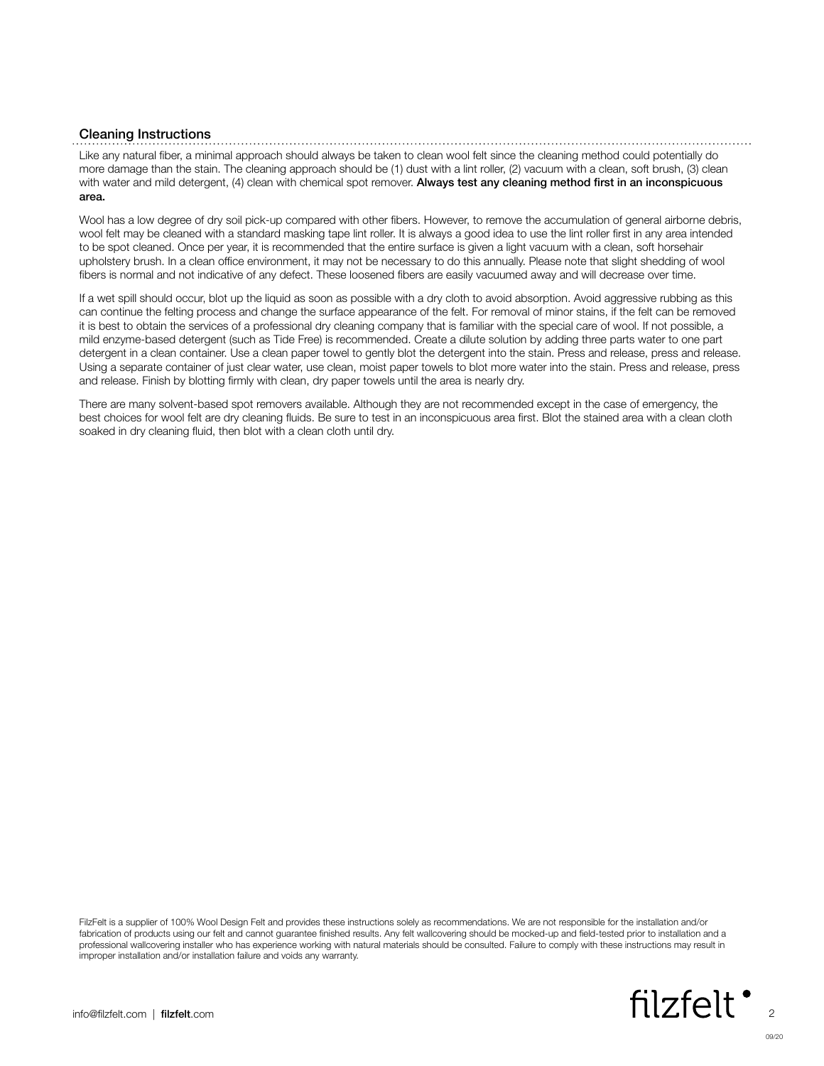## Cleaning Instructions

Like any natural fiber, a minimal approach should always be taken to clean wool felt since the cleaning method could potentially do more damage than the stain. The cleaning approach should be (1) dust with a lint roller, (2) vacuum with a clean, soft brush, (3) clean with water and mild detergent, (4) clean with chemical spot remover. **Always test any cleaning method first in an inconspicuous area.**

Wool has a low degree of dry soil pick-up compared with other fibers. However, to remove the accumulation of general airborne debris, wool felt may be cleaned with a standard masking tape lint roller. It is always a good idea to use the lint roller first in any area intended to be spot cleaned. Once per year, it is recommended that the entire surface is given a light vacuum with a clean, soft horsehair upholstery brush. In a clean office environment, it may not be necessary to do this annually. Please note that slight shedding of wool fibers is normal and not indicative of any defect. These loosened fibers are easily vacuumed away and will decrease over time.

If a wet spill should occur, blot up the liquid as soon as possible with a dry cloth to avoid absorption. Avoid aggressive rubbing as this can continue the felting process and change the surface appearance of the felt. For removal of minor stains, if the felt can be removed it is best to obtain the services of a professional dry cleaning company that is familiar with the special care of wool. If not possible, a mild enzyme-based detergent (such as Tide Free) is recommended. Create a dilute solution by adding three parts water to one part detergent in a clean container. Use a clean paper towel to gently blot the detergent into the stain. Press and release, press and release. Using a separate container of just clear water, use clean, moist paper towels to blot more water into the stain. Press and release, press and release. Finish by blotting firmly with clean, dry paper towels until the area is nearly dry.

There are many solvent-based spot removers available. Although they are not recommended except in the case of emergency, the best choices for wool felt are dry cleaning fluids. Be sure to test in an inconspicuous area first. Blot the stained area with a clean cloth soaked in dry cleaning fluid, then blot with a clean cloth until dry.

FilzFelt is a supplier of 100% Wool Design Felt and provides these instructions solely as recommendations. We are not responsible for the installation and/or fabrication of products using our felt and cannot guarantee finished results. Any felt wallcovering should be mocked-up and field-tested prior to installation and a professional wallcovering installer who has experience working with natural materials should be consulted. Failure to comply with these instructions may result in improper installation and/or installation failure and voids any warranty.

info@filzfelt.com | **filzfelt**.com

filzfelt

09/20